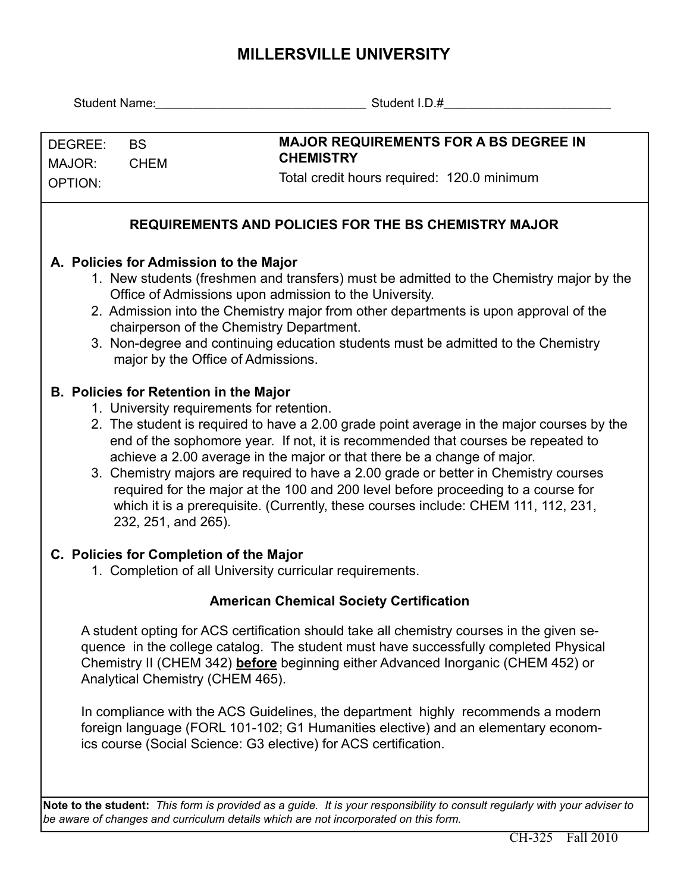# MILLERSVILLE UNIVERSITY

Student Name:_______________________________ Student I.D.#_________________________

| DEGREE: BS<br>MAJOR: CHEM<br>OPTION: | **MAJOR REQUIREMENTS FOR A BS DEGREE IN CHEMISTRY**<br>Total credit hours required: 120.0 minimum |
|---|---|

## REQUIREMENTS AND POLICIES FOR THE BS CHEMISTRY MAJOR

### A. Policies for Admission to the Major

1. New students (freshmen and transfers) must be admitted to the Chemistry major by the Office of Admissions upon admission to the University.
2. Admission into the Chemistry major from other departments is upon approval of the chairperson of the Chemistry Department.
3. Non-degree and continuing education students must be admitted to the Chemistry major by the Office of Admissions.

### B. Policies for Retention in the Major

1. University requirements for retention.
2. The student is required to have a 2.00 grade point average in the major courses by the end of the sophomore year. If not, it is recommended that courses be repeated to achieve a 2.00 average in the major or that there be a change of major.
3. Chemistry majors are required to have a 2.00 grade or better in Chemistry courses required for the major at the 100 and 200 level before proceeding to a course for which it is a prerequisite. (Currently, these courses include: CHEM 111, 112, 231, 232, 251, and 265).

### C. Policies for Completion of the Major

1. Completion of all University curricular requirements.

### American Chemical Society Certification

A student opting for ACS certification should take all chemistry courses in the given sequence in the college catalog. The student must have successfully completed Physical Chemistry II (CHEM 342) **before** beginning either Advanced Inorganic (CHEM 452) or Analytical Chemistry (CHEM 465).

In compliance with the ACS Guidelines, the department highly recommends a modern foreign language (FORL 101-102; G1 Humanities elective) and an elementary economics course (Social Science: G3 elective) for ACS certification.

**Note to the student:** *This form is provided as a guide. It is your responsibility to consult regularly with your adviser to be aware of changes and curriculum details which are not incorporated on this form.*

CH-325 Fall 2010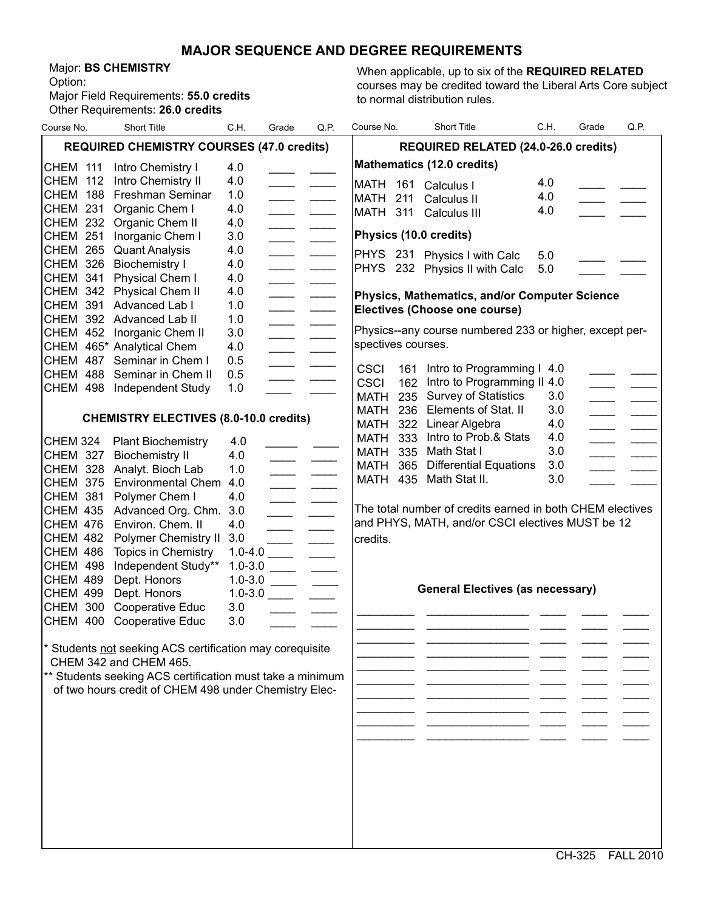# MAJOR SEQUENCE AND DEGREE REQUIREMENTS

Major: **BS CHEMISTRY**
Option:
Major Field Requirements: **55.0 credits**
Other Requirements: **26.0 credits**

When applicable, up to six of the **REQUIRED RELATED** courses may be credited toward the Liberal Arts Core subject to normal distribution rules.

## REQUIRED CHEMISTRY COURSES (47.0 credits)

| Course No. | Short Title | C.H. | Grade | Q.P. |
|---|---|---|---|---|
| CHEM 111 | Intro Chemistry I | 4.0 | ____ | ____ |
| CHEM 112 | Intro Chemistry II | 4.0 | ____ | ____ |
| CHEM 188 | Freshman Seminar | 1.0 | ____ | ____ |
| CHEM 231 | Organic Chem I | 4.0 | ____ | ____ |
| CHEM 232 | Organic Chem II | 4.0 | ____ | ____ |
| CHEM 251 | Inorganic Chem I | 3.0 | ____ | ____ |
| CHEM 265 | Quant Analysis | 4.0 | ____ | ____ |
| CHEM 326 | Biochemistry I | 4.0 | ____ | ____ |
| CHEM 341 | Physical Chem I | 4.0 | ____ | ____ |
| CHEM 342 | Physical Chem II | 4.0 | ____ | ____ |
| CHEM 391 | Advanced Lab I | 1.0 | ____ | ____ |
| CHEM 392 | Advanced Lab II | 1.0 | ____ | ____ |
| CHEM 452 | Inorganic Chem II | 3.0 | ____ | ____ |
| CHEM 465* | Analytical Chem | 4.0 | ____ | ____ |
| CHEM 487 | Seminar in Chem I | 0.5 | ____ | ____ |
| CHEM 488 | Seminar in Chem II | 0.5 | ____ | ____ |
| CHEM 498 | Independent Study | 1.0 | ____ | ____ |

## CHEMISTRY ELECTIVES (8.0-10.0 credits)

| Course No. | Short Title | C.H. | Grade | Q.P. |
|---|---|---|---|---|
| CHEM 324 | Plant Biochemistry | 4.0 | ____ | ____ |
| CHEM 327 | Biochemistry II | 4.0 | ____ | ____ |
| CHEM 328 | Analyt. Bioch Lab | 1.0 | ____ | ____ |
| CHEM 375 | Environmental Chem | 4.0 | ____ | ____ |
| CHEM 381 | Polymer Chem I | 4.0 | ____ | ____ |
| CHEM 435 | Advanced Org. Chm. | 3.0 | ____ | ____ |
| CHEM 476 | Environ. Chem. II | 4.0 | ____ | ____ |
| CHEM 482 | Polymer Chemistry II | 3.0 | ____ | ____ |
| CHEM 486 | Topics in Chemistry | 1.0-4.0 | ____ | ____ |
| CHEM 498 | Independent Study** | 1.0-3.0 | ____ | ____ |
| CHEM 489 | Dept. Honors | 1.0-3.0 | ____ | ____ |
| CHEM 499 | Dept. Honors | 1.0-3.0 | ____ | ____ |
| CHEM 300 | Cooperative Educ | 3.0 | ____ | ____ |
| CHEM 400 | Cooperative Educ | 3.0 | ____ | ____ |

\* Students not seeking ACS certification may corequisite CHEM 342 and CHEM 465.

** Students seeking ACS certification must take a minimum of two hours credit of CHEM 498 under Chemistry Elec-

## REQUIRED RELATED (24.0-26.0 credits)

### Mathematics (12.0 credits)

| Course No. | Short Title | C.H. | Grade | Q.P. |
|---|---|---|---|---|
| MATH 161 | Calculus I | 4.0 | ____ | ____ |
| MATH 211 | Calculus II | 4.0 | ____ | ____ |
| MATH 311 | Calculus III | 4.0 | ____ | ____ |

### Physics (10.0 credits)

| Course No. | Short Title | C.H. | Grade | Q.P. |
|---|---|---|---|---|
| PHYS 231 | Physics I with Calc | 5.0 | ____ | ____ |
| PHYS 232 | Physics II with Calc | 5.0 | ____ | ____ |

### Physics, Mathematics, and/or Computer Science Electives (Choose one course)

Physics--any course numbered 233 or higher, except perspectives courses.

| Course No. | Short Title | C.H. | Grade | Q.P. |
|---|---|---|---|---|
| CSCI 161 | Intro to Programming I | 4.0 | ____ | ____ |
| CSCI 162 | Intro to Programming II | 4.0 | ____ | ____ |
| MATH 235 | Survey of Statistics | 3.0 | ____ | ____ |
| MATH 236 | Elements of Stat. II | 3.0 | ____ | ____ |
| MATH 322 | Linear Algebra | 4.0 | ____ | ____ |
| MATH 333 | Intro to Prob.& Stats | 4.0 | ____ | ____ |
| MATH 335 | Math Stat I | 3.0 | ____ | ____ |
| MATH 365 | Differential Equations | 3.0 | ____ | ____ |
| MATH 435 | Math Stat II. | 3.0 | ____ | ____ |

The total number of credits earned in both CHEM electives and PHYS, MATH, and/or CSCI electives MUST be 12 credits.

## General Electives (as necessary)

| Course No. | Short Title | C.H. | Grade | Q.P. |
|---|---|---|---|---|
| ________ | ________________ | ____ | ____ | ____ |
| ________ | ________________ | ____ | ____ | ____ |
| ________ | ________________ | ____ | ____ | ____ |
| ________ | ________________ | ____ | ____ | ____ |
| ________ | ________________ | ____ | ____ | ____ |
| ________ | ________________ | ____ | ____ | ____ |
| ________ | ________________ | ____ | ____ | ____ |
| ________ | ________________ | ____ | ____ | ____ |
| ________ | ________________ | ____ | ____ | ____ |
| ________ | ________________ | ____ | ____ | ____ |

CH-325 FALL 2010